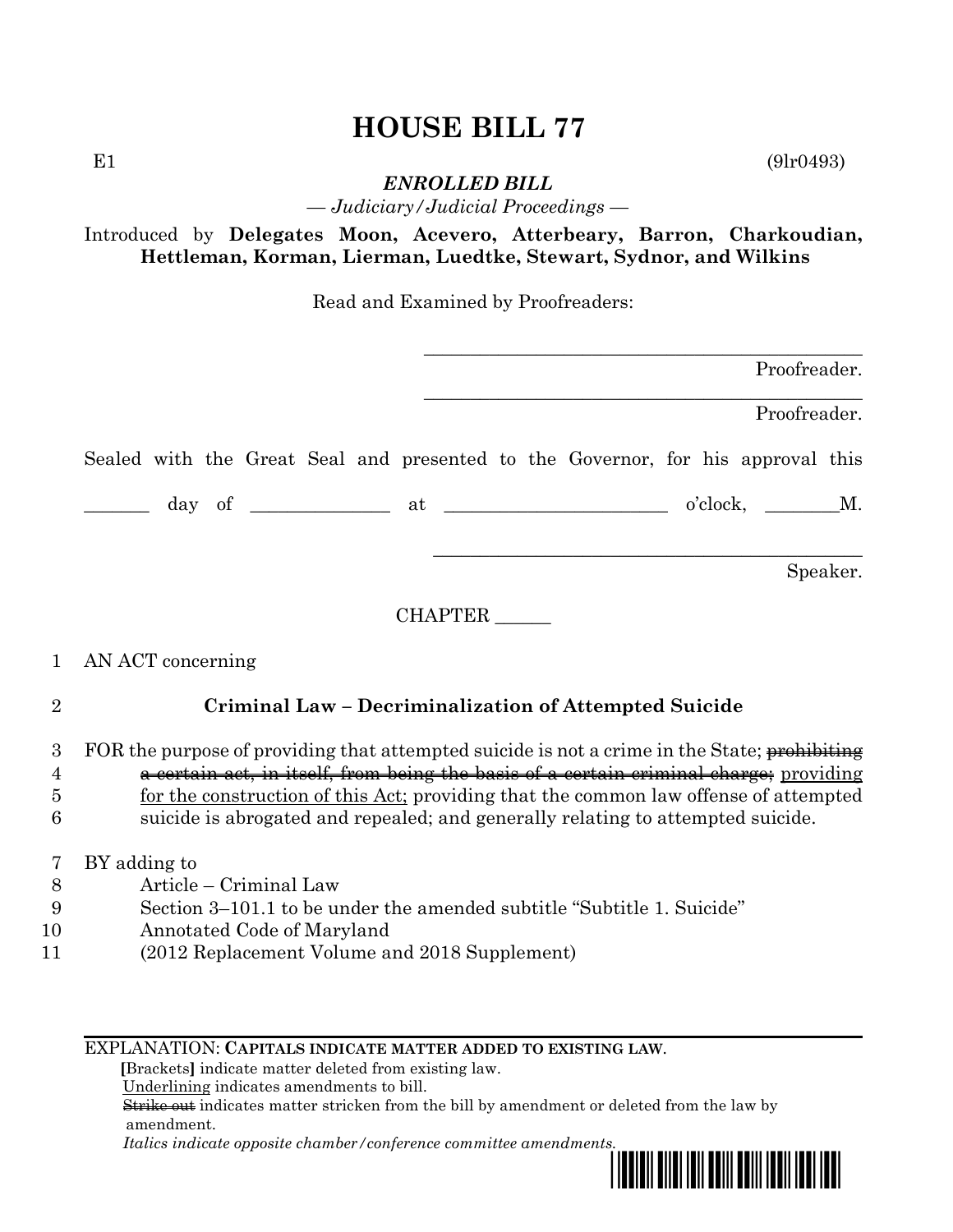# HOUSE BILL 77

E1 (9lr0493)

***ENROLLED BILL***

*— Judiciary/Judicial Proceedings —*

Introduced by **Delegates Moon, Acevero, Atterbeary, Barron, Charkoudian, Hettleman, Korman, Lierman, Luedtke, Stewart, Sydnor, and Wilkins**

Read and Examined by Proofreaders:

\_\_\_\_\_\_\_\_\_\_\_\_\_\_\_\_\_\_\_\_\_\_\_\_\_\_\_\_\_\_\_\_\_\_\_\_\_\_\_\_\_\_\_\_
Proofreader.

\_\_\_\_\_\_\_\_\_\_\_\_\_\_\_\_\_\_\_\_\_\_\_\_\_\_\_\_\_\_\_\_\_\_\_\_\_\_\_\_\_\_\_\_
Proofreader.

Sealed with the Great Seal and presented to the Governor, for his approval this

\_\_\_\_\_\_\_ day of \_\_\_\_\_\_\_\_\_\_\_\_\_\_ at \_\_\_\_\_\_\_\_\_\_\_\_\_\_\_\_\_\_\_\_\_\_\_ o'clock, \_\_\_\_\_\_\_\_M.

\_\_\_\_\_\_\_\_\_\_\_\_\_\_\_\_\_\_\_\_\_\_\_\_\_\_\_\_\_\_\_\_\_\_\_\_\_\_\_\_\_\_\_\_
Speaker.

CHAPTER \_\_\_\_\_\_

1 AN ACT concerning

2 **Criminal Law – Decriminalization of Attempted Suicide**

3 FOR the purpose of providing that attempted suicide is not a crime in the State; ~~prohibiting~~
4 ~~a certain act, in itself, from being the basis of a certain criminal charge;~~ <u>providing</u>
5 <u>for the construction of this Act;</u> providing that the common law offense of attempted
6 suicide is abrogated and repealed; and generally relating to attempted suicide.

7 BY adding to
8 Article – Criminal Law
9 Section 3–101.1 to be under the amended subtitle "Subtitle 1. Suicide"
10 Annotated Code of Maryland
11 (2012 Replacement Volume and 2018 Supplement)

---

EXPLANATION: **CAPITALS INDICATE MATTER ADDED TO EXISTING LAW.**
**[**Brackets**]** indicate matter deleted from existing law.
<u>Underlining</u> indicates amendments to bill.
~~Strike out~~ indicates matter stricken from the bill by amendment or deleted from the law by amendment.
*Italics indicate opposite chamber/conference committee amendments.*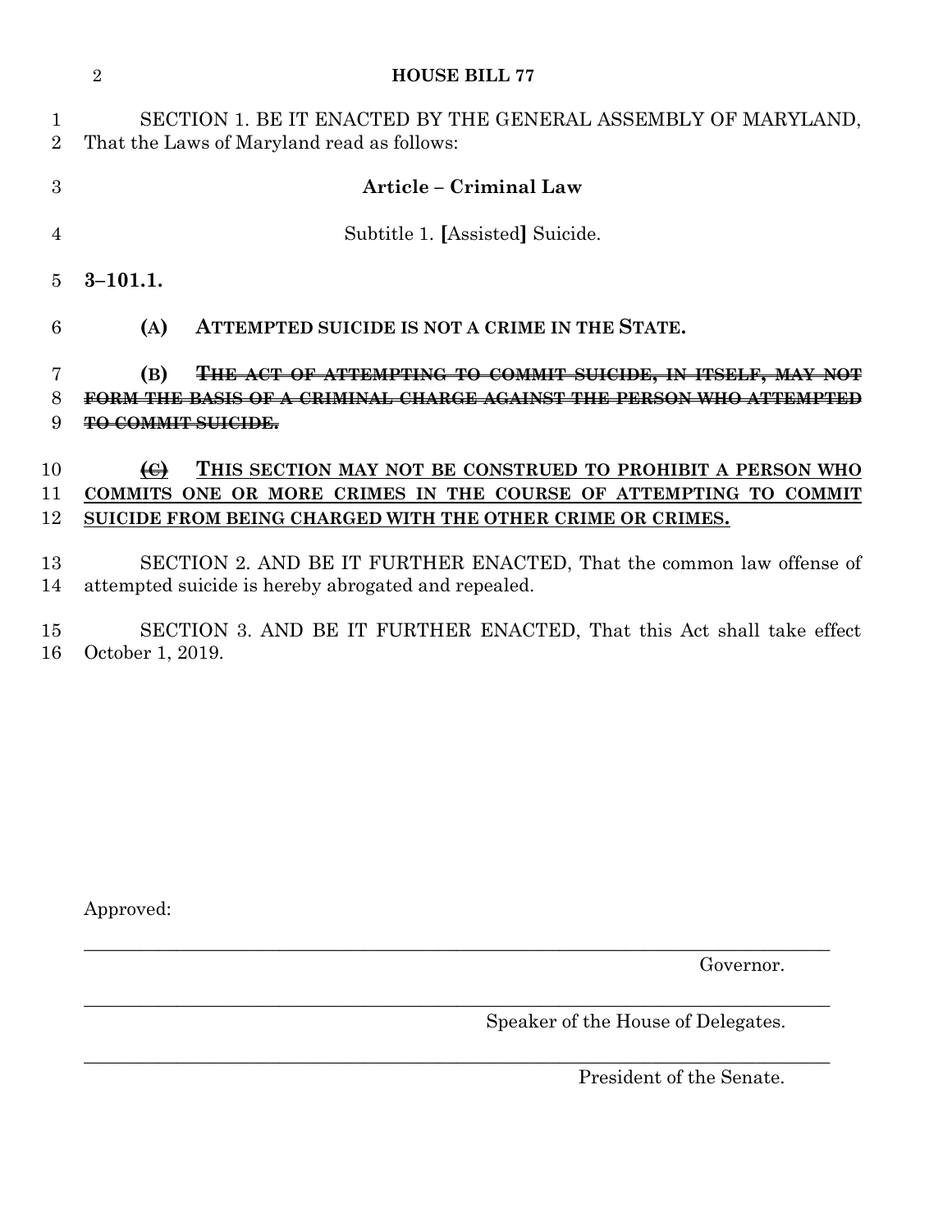SECTION 1. BE IT ENACTED BY THE GENERAL ASSEMBLY OF MARYLAND, That the Laws of Maryland read as follows:

**Article – Criminal Law**

Subtitle 1. **[**Assisted**]** Suicide.

**3–101.1.**

**(A)** **ATTEMPTED SUICIDE IS NOT A CRIME IN THE STATE.**

**(B)** ~~**THE ACT OF ATTEMPTING TO COMMIT SUICIDE, IN ITSELF, MAY NOT FORM THE BASIS OF A CRIMINAL CHARGE AGAINST THE PERSON WHO ATTEMPTED TO COMMIT SUICIDE.**~~

~~**(C)**~~ **THIS SECTION MAY NOT BE CONSTRUED TO PROHIBIT A PERSON WHO COMMITS ONE OR MORE CRIMES IN THE COURSE OF ATTEMPTING TO COMMIT SUICIDE FROM BEING CHARGED WITH THE OTHER CRIME OR CRIMES.**

SECTION 2. AND BE IT FURTHER ENACTED, That the common law offense of attempted suicide is hereby abrogated and repealed.

SECTION 3. AND BE IT FURTHER ENACTED, That this Act shall take effect October 1, 2019.

Approved:

\_\_\_\_\_\_\_\_\_\_\_\_\_\_\_\_\_\_\_\_\_\_\_\_\_\_\_\_\_\_\_\_\_\_\_\_\_\_\_\_\_\_\_\_\_\_\_\_\_\_\_\_\_\_\_\_\_\_\_\_\_\_\_\_\_\_\_\_\_\_

Governor.

\_\_\_\_\_\_\_\_\_\_\_\_\_\_\_\_\_\_\_\_\_\_\_\_\_\_\_\_\_\_\_\_\_\_\_\_\_\_\_\_\_\_\_\_\_\_\_\_\_\_\_\_\_\_\_\_\_\_\_\_\_\_\_\_\_\_\_\_\_\_

Speaker of the House of Delegates.

\_\_\_\_\_\_\_\_\_\_\_\_\_\_\_\_\_\_\_\_\_\_\_\_\_\_\_\_\_\_\_\_\_\_\_\_\_\_\_\_\_\_\_\_\_\_\_\_\_\_\_\_\_\_\_\_\_\_\_\_\_\_\_\_\_\_\_\_\_\_

President of the Senate.